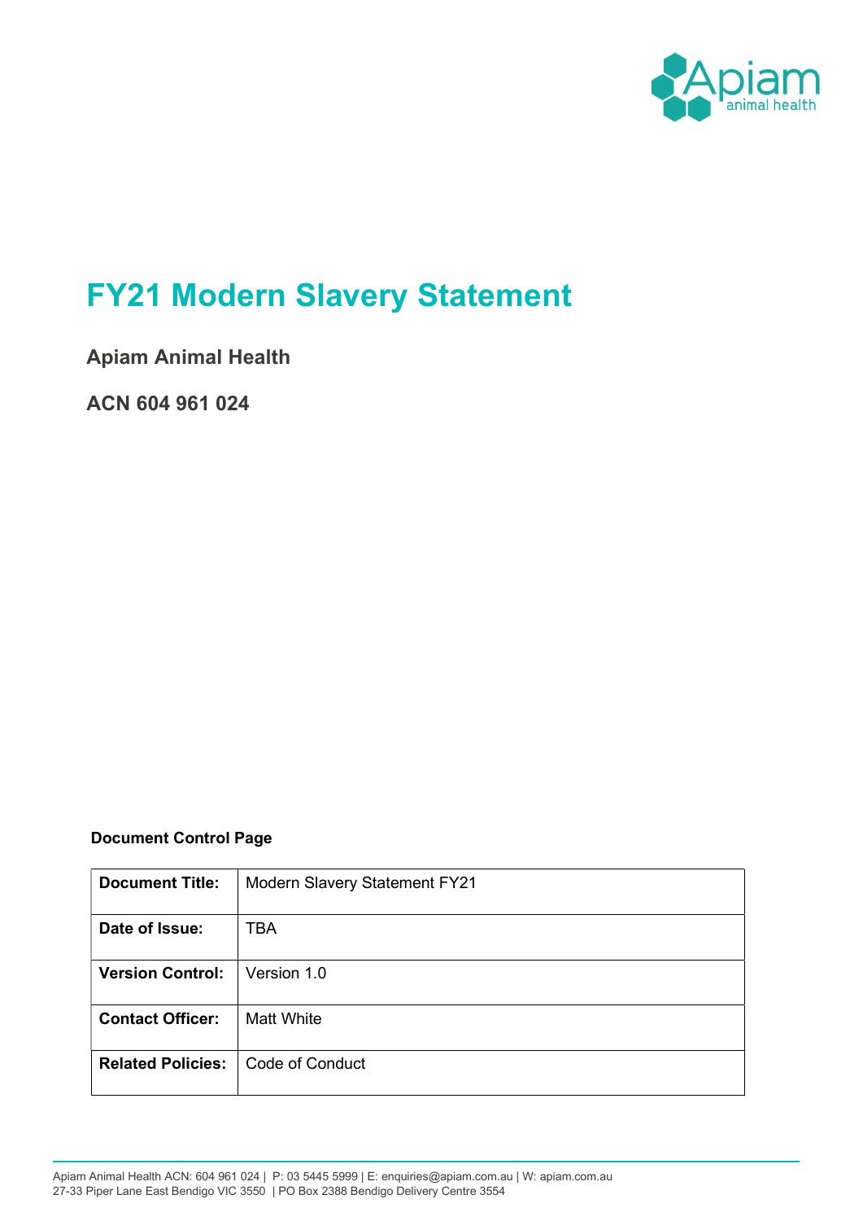# FY21 Modern Slavery Statement

**Apiam Animal Health**

**ACN 604 961 024**

**Document Control Page**

| **Document Title:** | Modern Slavery Statement FY21 |
|---|---|
| **Date of Issue:** | TBA |
| **Version Control:** | Version 1.0 |
| **Contact Officer:** | Matt White |
| **Related Policies:** | Code of Conduct |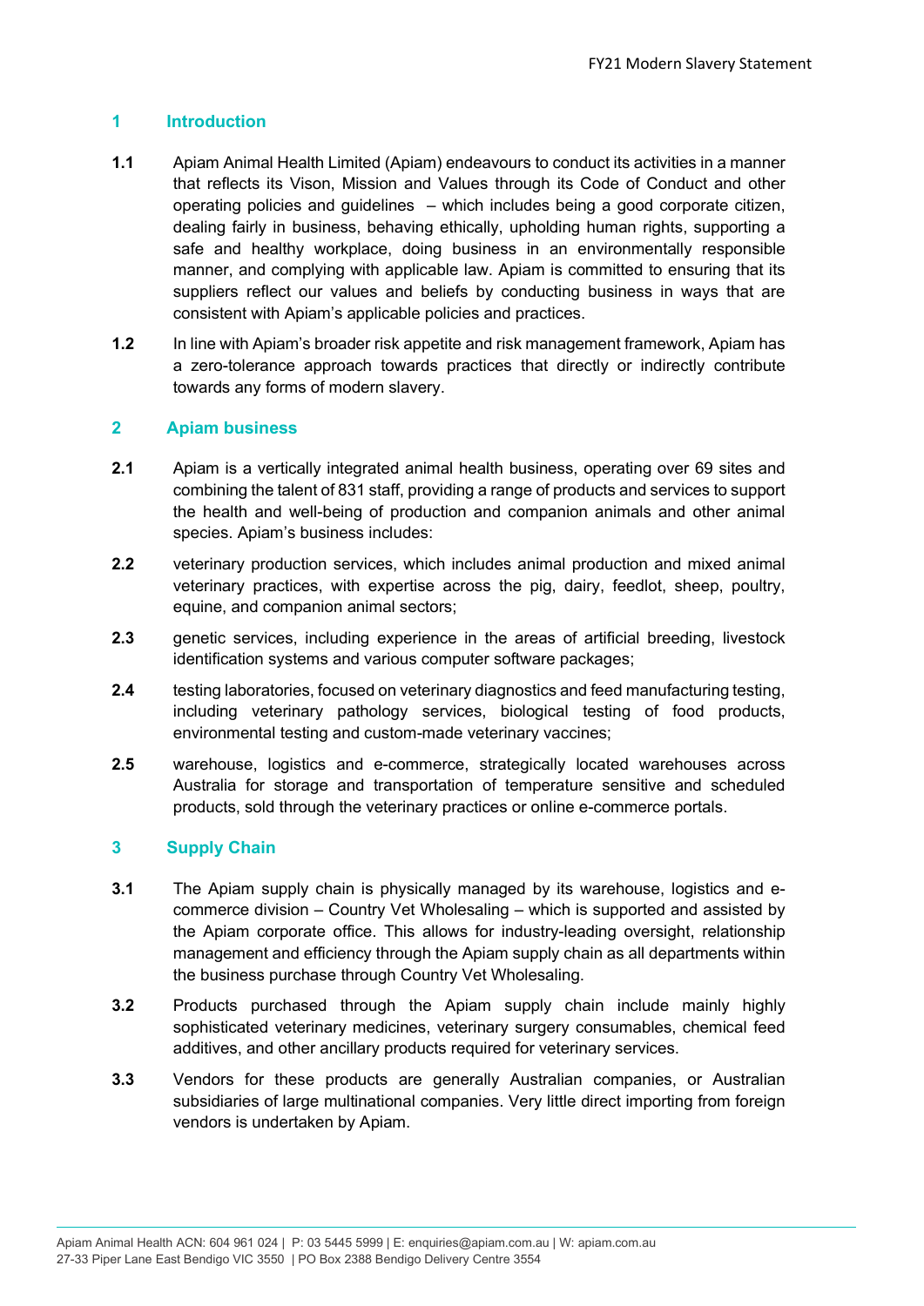## 1 Introduction

**1.1** Apiam Animal Health Limited (Apiam) endeavours to conduct its activities in a manner that reflects its Vison, Mission and Values through its Code of Conduct and other operating policies and guidelines – which includes being a good corporate citizen, dealing fairly in business, behaving ethically, upholding human rights, supporting a safe and healthy workplace, doing business in an environmentally responsible manner, and complying with applicable law. Apiam is committed to ensuring that its suppliers reflect our values and beliefs by conducting business in ways that are consistent with Apiam's applicable policies and practices.

**1.2** In line with Apiam's broader risk appetite and risk management framework, Apiam has a zero-tolerance approach towards practices that directly or indirectly contribute towards any forms of modern slavery.

## 2 Apiam business

**2.1** Apiam is a vertically integrated animal health business, operating over 69 sites and combining the talent of 831 staff, providing a range of products and services to support the health and well-being of production and companion animals and other animal species. Apiam's business includes:

**2.2** veterinary production services, which includes animal production and mixed animal veterinary practices, with expertise across the pig, dairy, feedlot, sheep, poultry, equine, and companion animal sectors;

**2.3** genetic services, including experience in the areas of artificial breeding, livestock identification systems and various computer software packages;

**2.4** testing laboratories, focused on veterinary diagnostics and feed manufacturing testing, including veterinary pathology services, biological testing of food products, environmental testing and custom-made veterinary vaccines;

**2.5** warehouse, logistics and e-commerce, strategically located warehouses across Australia for storage and transportation of temperature sensitive and scheduled products, sold through the veterinary practices or online e-commerce portals.

## 3 Supply Chain

**3.1** The Apiam supply chain is physically managed by its warehouse, logistics and e-commerce division – Country Vet Wholesaling – which is supported and assisted by the Apiam corporate office. This allows for industry-leading oversight, relationship management and efficiency through the Apiam supply chain as all departments within the business purchase through Country Vet Wholesaling.

**3.2** Products purchased through the Apiam supply chain include mainly highly sophisticated veterinary medicines, veterinary surgery consumables, chemical feed additives, and other ancillary products required for veterinary services.

**3.3** Vendors for these products are generally Australian companies, or Australian subsidiaries of large multinational companies. Very little direct importing from foreign vendors is undertaken by Apiam.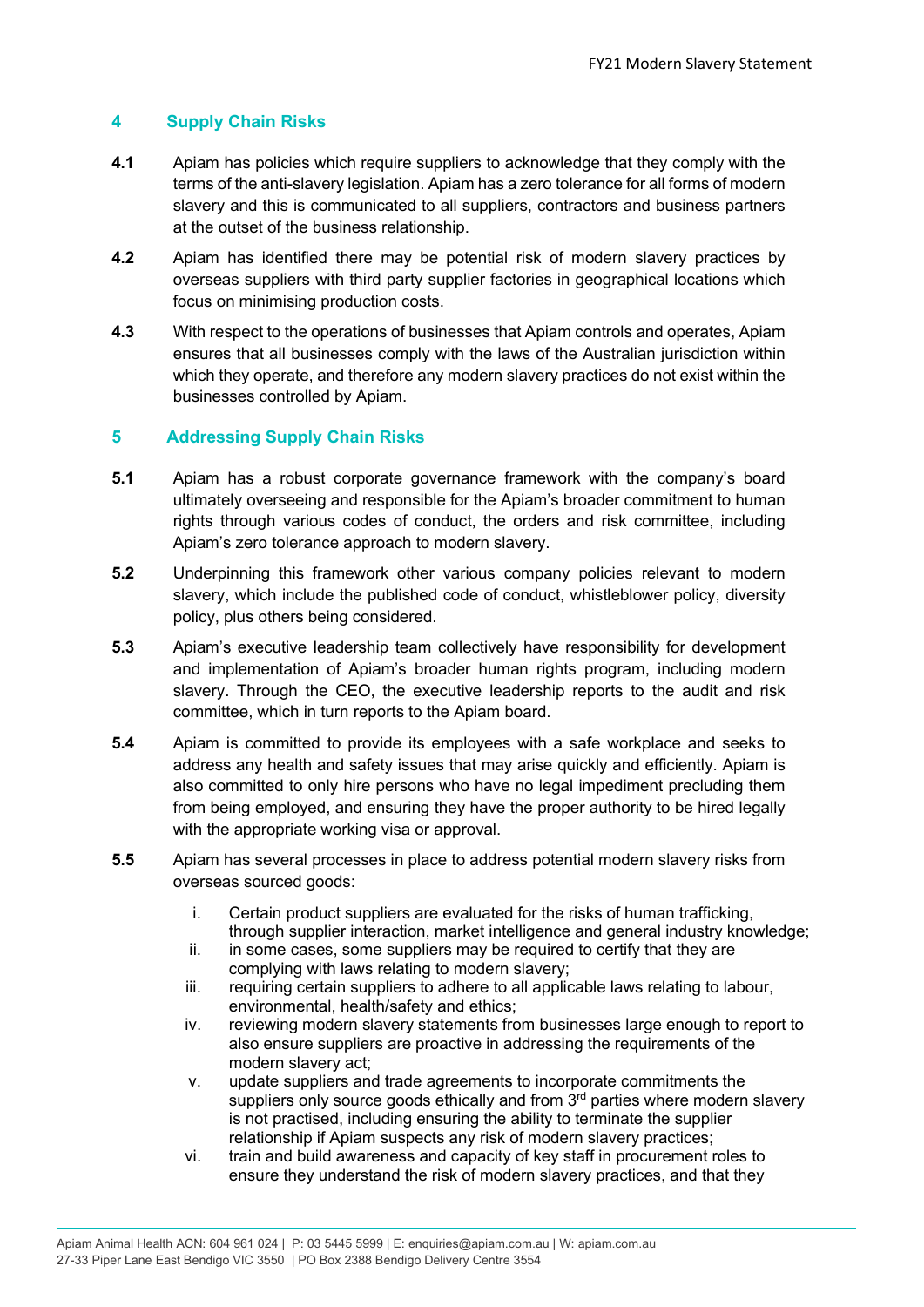## 4 Supply Chain Risks

**4.1** Apiam has policies which require suppliers to acknowledge that they comply with the terms of the anti-slavery legislation. Apiam has a zero tolerance for all forms of modern slavery and this is communicated to all suppliers, contractors and business partners at the outset of the business relationship.

**4.2** Apiam has identified there may be potential risk of modern slavery practices by overseas suppliers with third party supplier factories in geographical locations which focus on minimising production costs.

**4.3** With respect to the operations of businesses that Apiam controls and operates, Apiam ensures that all businesses comply with the laws of the Australian jurisdiction within which they operate, and therefore any modern slavery practices do not exist within the businesses controlled by Apiam.

## 5 Addressing Supply Chain Risks

**5.1** Apiam has a robust corporate governance framework with the company's board ultimately overseeing and responsible for the Apiam's broader commitment to human rights through various codes of conduct, the orders and risk committee, including Apiam's zero tolerance approach to modern slavery.

**5.2** Underpinning this framework other various company policies relevant to modern slavery, which include the published code of conduct, whistleblower policy, diversity policy, plus others being considered.

**5.3** Apiam's executive leadership team collectively have responsibility for development and implementation of Apiam's broader human rights program, including modern slavery. Through the CEO, the executive leadership reports to the audit and risk committee, which in turn reports to the Apiam board.

**5.4** Apiam is committed to provide its employees with a safe workplace and seeks to address any health and safety issues that may arise quickly and efficiently. Apiam is also committed to only hire persons who have no legal impediment precluding them from being employed, and ensuring they have the proper authority to be hired legally with the appropriate working visa or approval.

**5.5** Apiam has several processes in place to address potential modern slavery risks from overseas sourced goods:

i. Certain product suppliers are evaluated for the risks of human trafficking, through supplier interaction, market intelligence and general industry knowledge;

ii. in some cases, some suppliers may be required to certify that they are complying with laws relating to modern slavery;

iii. requiring certain suppliers to adhere to all applicable laws relating to labour, environmental, health/safety and ethics;

iv. reviewing modern slavery statements from businesses large enough to report to also ensure suppliers are proactive in addressing the requirements of the modern slavery act;

v. update suppliers and trade agreements to incorporate commitments the suppliers only source goods ethically and from 3rd parties where modern slavery is not practised, including ensuring the ability to terminate the supplier relationship if Apiam suspects any risk of modern slavery practices;

vi. train and build awareness and capacity of key staff in procurement roles to ensure they understand the risk of modern slavery practices, and that they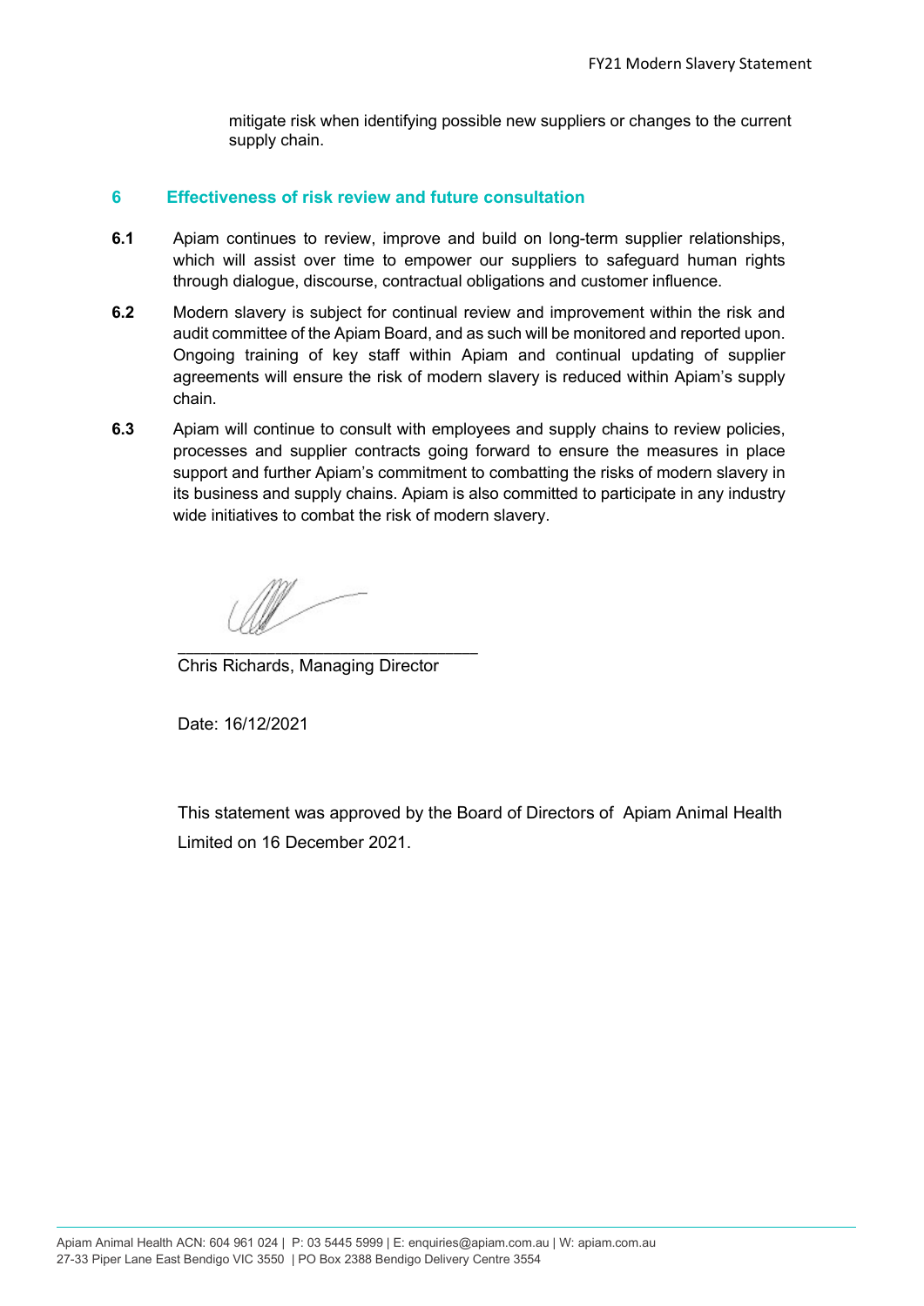mitigate risk when identifying possible new suppliers or changes to the current supply chain.

## 6 Effectiveness of risk review and future consultation

**6.1** Apiam continues to review, improve and build on long-term supplier relationships, which will assist over time to empower our suppliers to safeguard human rights through dialogue, discourse, contractual obligations and customer influence.

**6.2** Modern slavery is subject for continual review and improvement within the risk and audit committee of the Apiam Board, and as such will be monitored and reported upon. Ongoing training of key staff within Apiam and continual updating of supplier agreements will ensure the risk of modern slavery is reduced within Apiam's supply chain.

**6.3** Apiam will continue to consult with employees and supply chains to review policies, processes and supplier contracts going forward to ensure the measures in place support and further Apiam's commitment to combatting the risks of modern slavery in its business and supply chains. Apiam is also committed to participate in any industry wide initiatives to combat the risk of modern slavery.

\_\_\_\_\_\_\_\_\_\_\_\_\_\_\_\_\_\_\_\_\_\_\_\_\_\_\_\_\_\_\_\_

Chris Richards, Managing Director

Date: 16/12/2021

This statement was approved by the Board of Directors of Apiam Animal Health Limited on 16 December 2021.

Apiam Animal Health ACN: 604 961 024 | P: 03 5445 5999 | E: enquiries@apiam.com.au | W: apiam.com.au
27-33 Piper Lane East Bendigo VIC 3550 | PO Box 2388 Bendigo Delivery Centre 3554